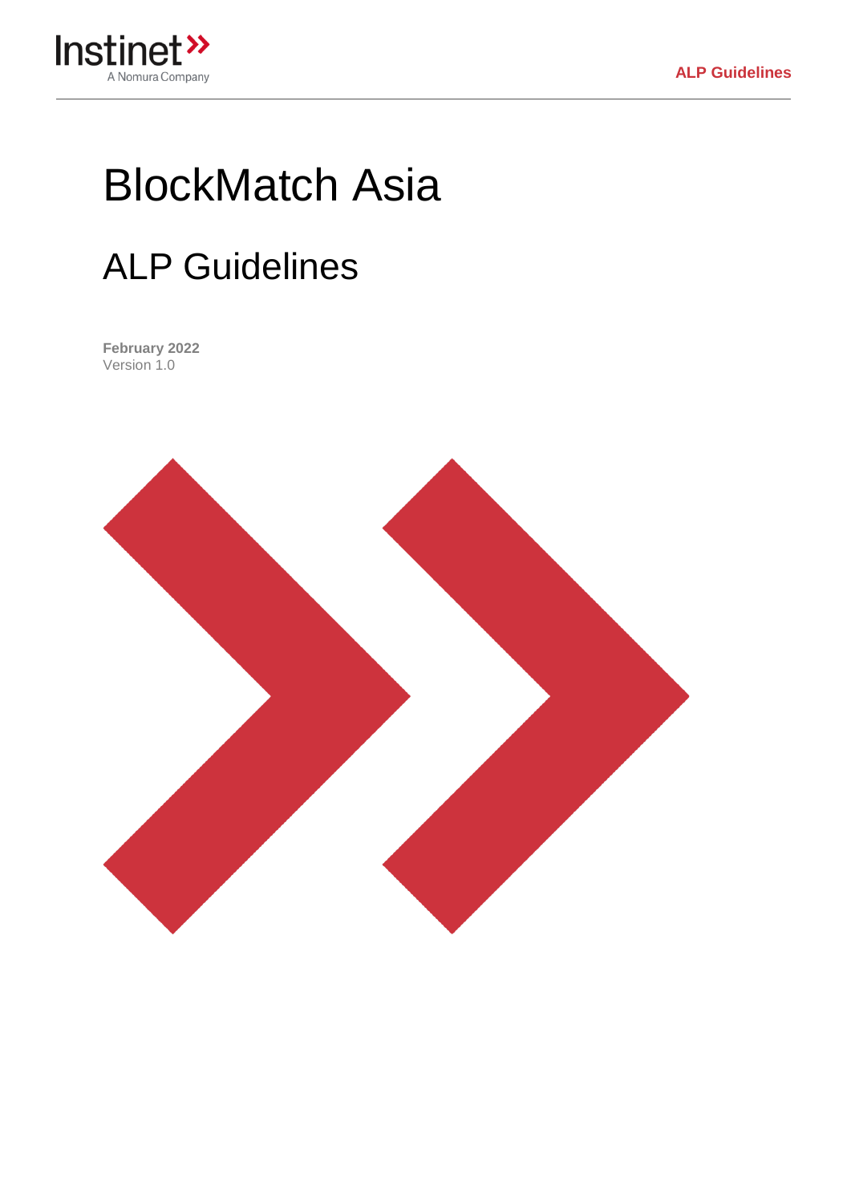# BlockMatch Asia

## ALP Guidelines

**February 2022**
Version 1.0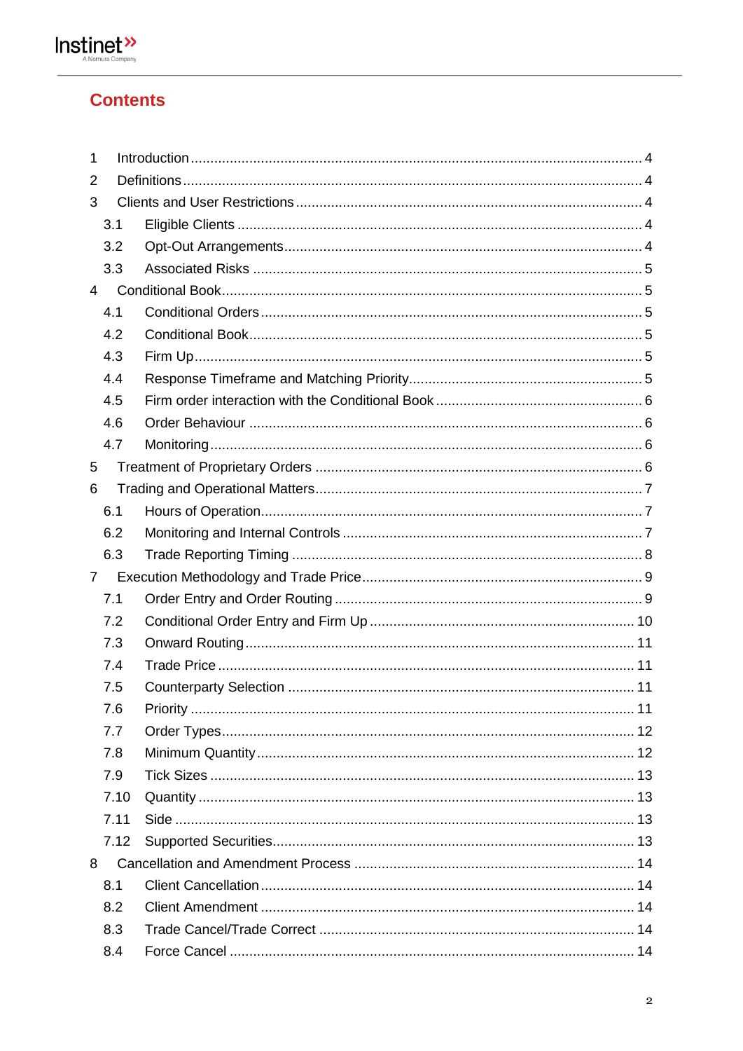## Contents

| | | |
|---|---|---|
| 1 | Introduction | 4 |
| 2 | Definitions | 4 |
| 3 | Clients and User Restrictions | 4 |
| 3.1 | Eligible Clients | 4 |
| 3.2 | Opt-Out Arrangements | 4 |
| 3.3 | Associated Risks | 5 |
| 4 | Conditional Book | 5 |
| 4.1 | Conditional Orders | 5 |
| 4.2 | Conditional Book | 5 |
| 4.3 | Firm Up | 5 |
| 4.4 | Response Timeframe and Matching Priority | 5 |
| 4.5 | Firm order interaction with the Conditional Book | 6 |
| 4.6 | Order Behaviour | 6 |
| 4.7 | Monitoring | 6 |
| 5 | Treatment of Proprietary Orders | 6 |
| 6 | Trading and Operational Matters | 7 |
| 6.1 | Hours of Operation | 7 |
| 6.2 | Monitoring and Internal Controls | 7 |
| 6.3 | Trade Reporting Timing | 8 |
| 7 | Execution Methodology and Trade Price | 9 |
| 7.1 | Order Entry and Order Routing | 9 |
| 7.2 | Conditional Order Entry and Firm Up | 10 |
| 7.3 | Onward Routing | 11 |
| 7.4 | Trade Price | 11 |
| 7.5 | Counterparty Selection | 11 |
| 7.6 | Priority | 11 |
| 7.7 | Order Types | 12 |
| 7.8 | Minimum Quantity | 12 |
| 7.9 | Tick Sizes | 13 |
| 7.10 | Quantity | 13 |
| 7.11 | Side | 13 |
| 7.12 | Supported Securities | 13 |
| 8 | Cancellation and Amendment Process | 14 |
| 8.1 | Client Cancellation | 14 |
| 8.2 | Client Amendment | 14 |
| 8.3 | Trade Cancel/Trade Correct | 14 |
| 8.4 | Force Cancel | 14 |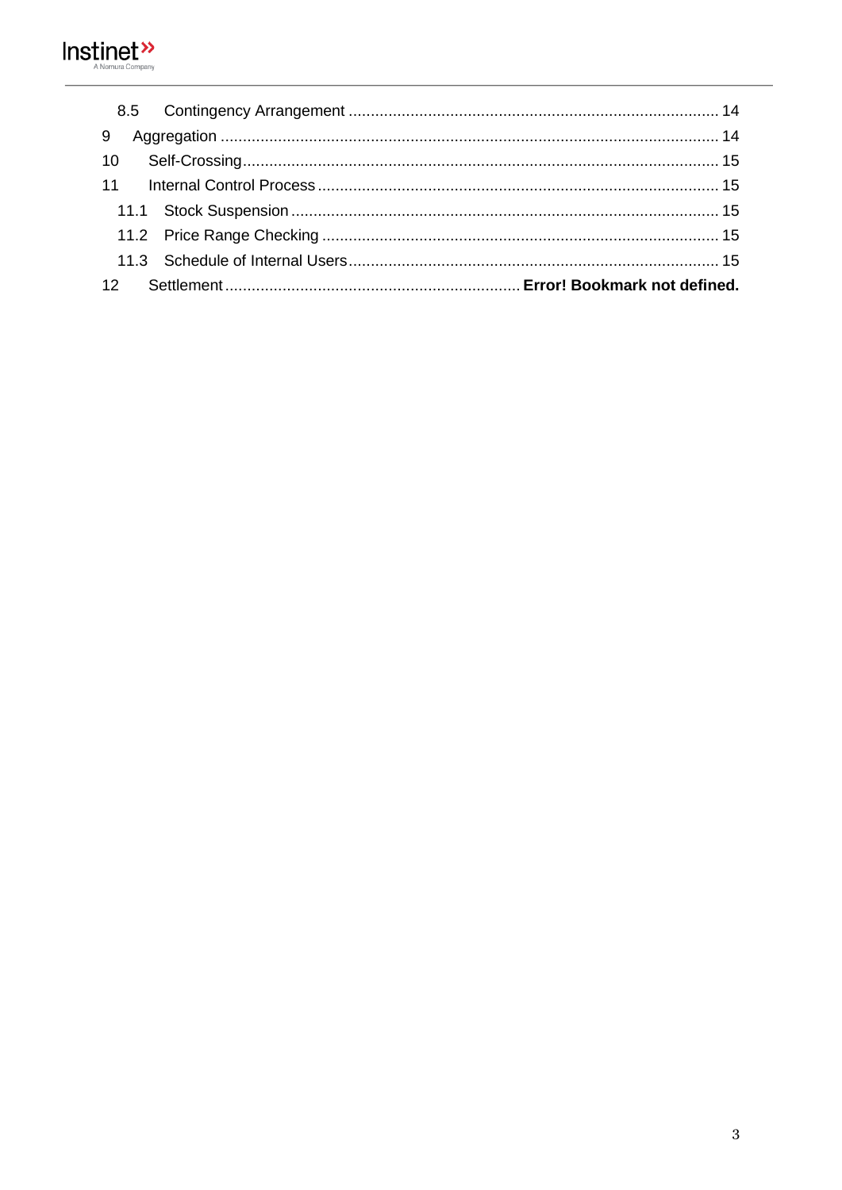8.5 Contingency Arrangement ........ 14

9 Aggregation ........ 14

10 Self-Crossing ........ 15

11 Internal Control Process ........ 15

11.1 Stock Suspension ........ 15

11.2 Price Range Checking ........ 15

11.3 Schedule of Internal Users ........ 15

12 Settlement ........ **Error! Bookmark not defined.**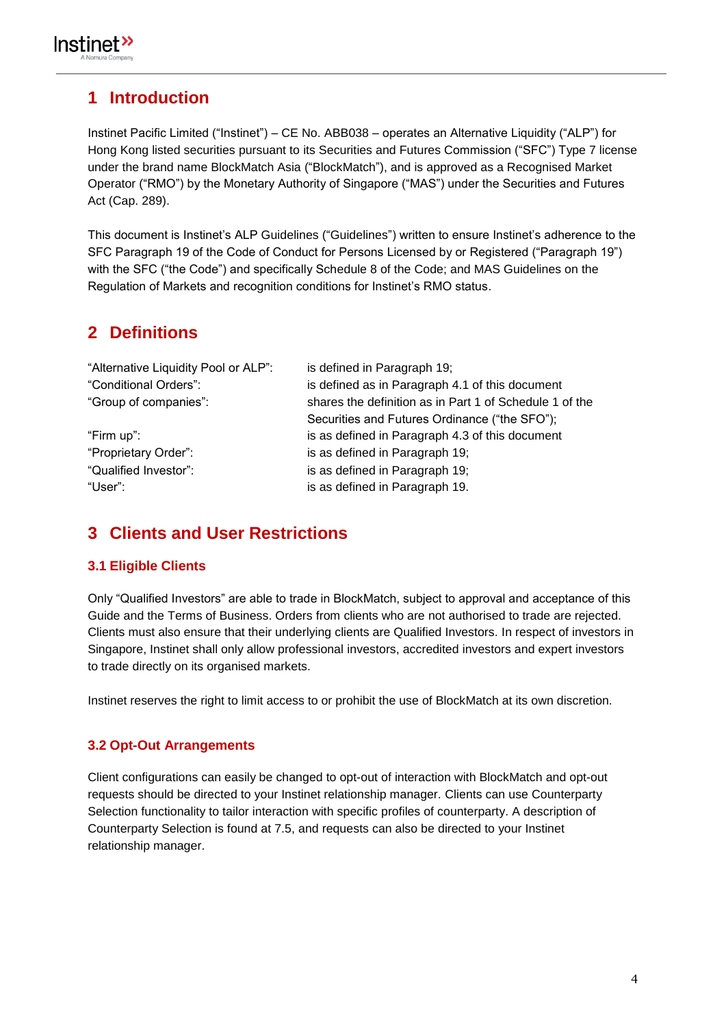# 1 Introduction

Instinet Pacific Limited ("Instinet") – CE No. ABB038 – operates an Alternative Liquidity ("ALP") for Hong Kong listed securities pursuant to its Securities and Futures Commission ("SFC") Type 7 license under the brand name BlockMatch Asia ("BlockMatch"), and is approved as a Recognised Market Operator ("RMO") by the Monetary Authority of Singapore ("MAS") under the Securities and Futures Act (Cap. 289).

This document is Instinet's ALP Guidelines ("Guidelines") written to ensure Instinet's adherence to the SFC Paragraph 19 of the Code of Conduct for Persons Licensed by or Registered ("Paragraph 19") with the SFC ("the Code") and specifically Schedule 8 of the Code; and MAS Guidelines on the Regulation of Markets and recognition conditions for Instinet's RMO status.

# 2 Definitions

| | |
|---|---|
| "Alternative Liquidity Pool or ALP": | is defined in Paragraph 19; |
| "Conditional Orders": | is defined as in Paragraph 4.1 of this document |
| "Group of companies": | shares the definition as in Part 1 of Schedule 1 of the Securities and Futures Ordinance ("the SFO"); |
| "Firm up": | is as defined in Paragraph 4.3 of this document |
| "Proprietary Order": | is as defined in Paragraph 19; |
| "Qualified Investor": | is as defined in Paragraph 19; |
| "User": | is as defined in Paragraph 19. |

# 3 Clients and User Restrictions

## 3.1 Eligible Clients

Only "Qualified Investors" are able to trade in BlockMatch, subject to approval and acceptance of this Guide and the Terms of Business. Orders from clients who are not authorised to trade are rejected. Clients must also ensure that their underlying clients are Qualified Investors. In respect of investors in Singapore, Instinet shall only allow professional investors, accredited investors and expert investors to trade directly on its organised markets.

Instinet reserves the right to limit access to or prohibit the use of BlockMatch at its own discretion.

## 3.2 Opt-Out Arrangements

Client configurations can easily be changed to opt-out of interaction with BlockMatch and opt-out requests should be directed to your Instinet relationship manager. Clients can use Counterparty Selection functionality to tailor interaction with specific profiles of counterparty. A description of Counterparty Selection is found at 7.5, and requests can also be directed to your Instinet relationship manager.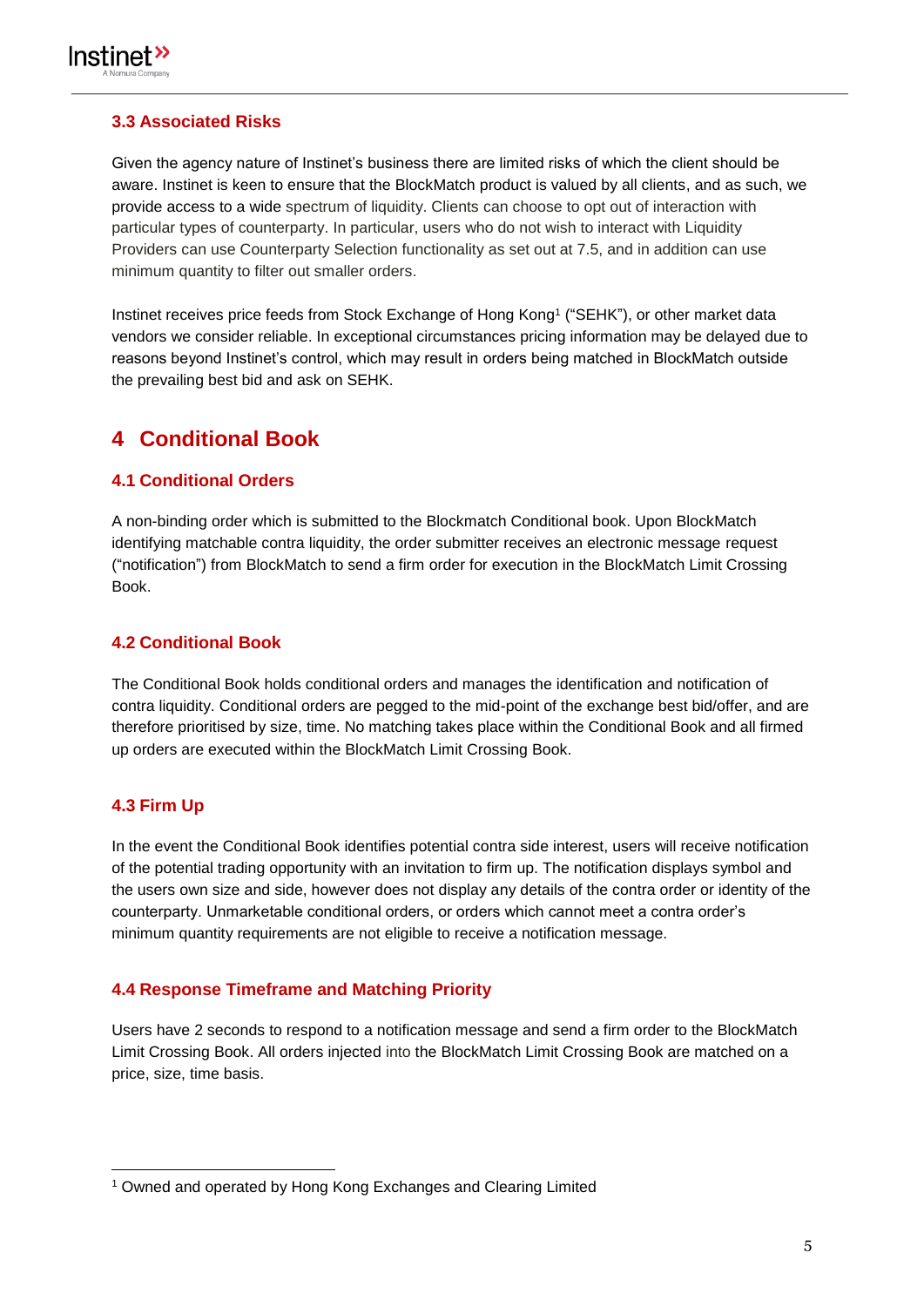### 3.3 Associated Risks

Given the agency nature of Instinet's business there are limited risks of which the client should be aware. Instinet is keen to ensure that the BlockMatch product is valued by all clients, and as such, we provide access to a wide spectrum of liquidity. Clients can choose to opt out of interaction with particular types of counterparty. In particular, users who do not wish to interact with Liquidity Providers can use Counterparty Selection functionality as set out at 7.5, and in addition can use minimum quantity to filter out smaller orders.

Instinet receives price feeds from Stock Exchange of Hong Kong[1] ("SEHK"), or other market data vendors we consider reliable. In exceptional circumstances pricing information may be delayed due to reasons beyond Instinet's control, which may result in orders being matched in BlockMatch outside the prevailing best bid and ask on SEHK.

## 4 Conditional Book

### 4.1 Conditional Orders

A non-binding order which is submitted to the Blockmatch Conditional book. Upon BlockMatch identifying matchable contra liquidity, the order submitter receives an electronic message request ("notification") from BlockMatch to send a firm order for execution in the BlockMatch Limit Crossing Book.

### 4.2 Conditional Book

The Conditional Book holds conditional orders and manages the identification and notification of contra liquidity. Conditional orders are pegged to the mid-point of the exchange best bid/offer, and are therefore prioritised by size, time. No matching takes place within the Conditional Book and all firmed up orders are executed within the BlockMatch Limit Crossing Book.

### 4.3 Firm Up

In the event the Conditional Book identifies potential contra side interest, users will receive notification of the potential trading opportunity with an invitation to firm up. The notification displays symbol and the users own size and side, however does not display any details of the contra order or identity of the counterparty. Unmarketable conditional orders, or orders which cannot meet a contra order's minimum quantity requirements are not eligible to receive a notification message.

### 4.4 Response Timeframe and Matching Priority

Users have 2 seconds to respond to a notification message and send a firm order to the BlockMatch Limit Crossing Book. All orders injected into the BlockMatch Limit Crossing Book are matched on a price, size, time basis.

[1] Owned and operated by Hong Kong Exchanges and Clearing Limited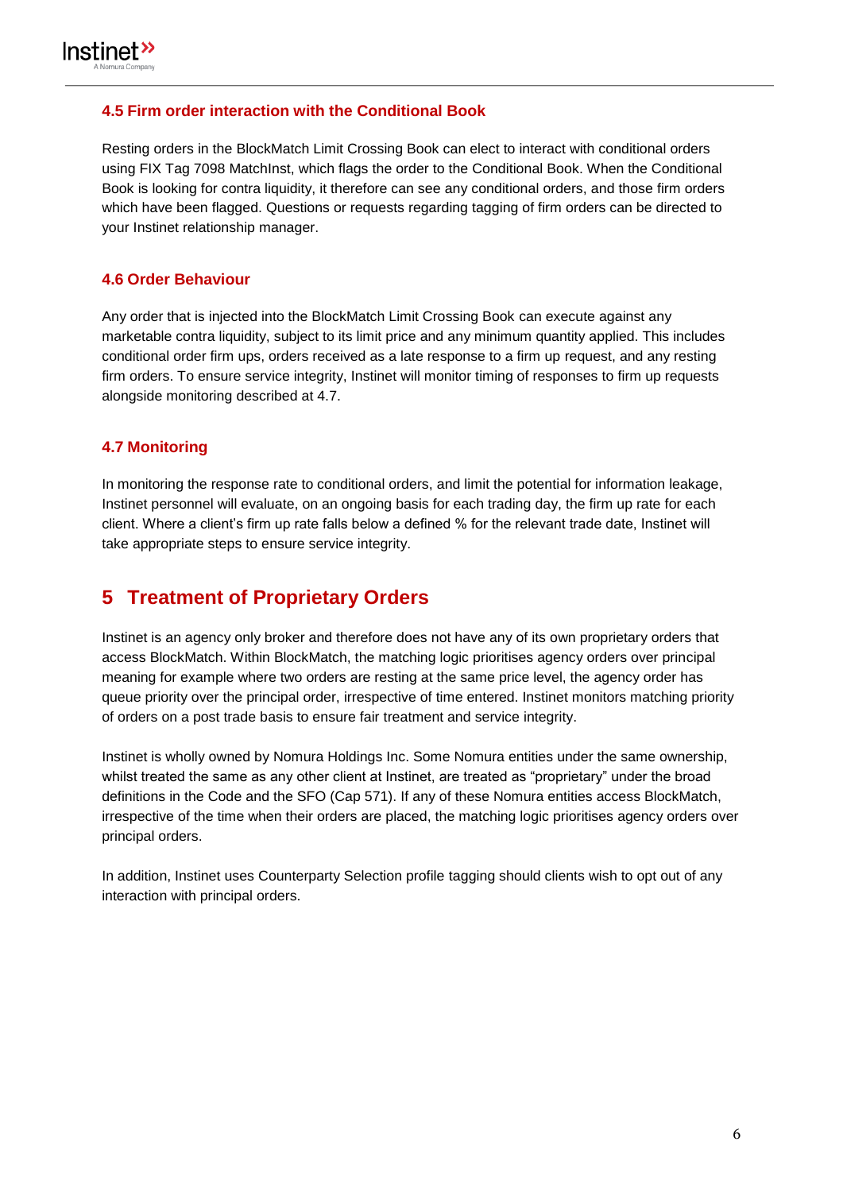### 4.5 Firm order interaction with the Conditional Book

Resting orders in the BlockMatch Limit Crossing Book can elect to interact with conditional orders using FIX Tag 7098 MatchInst, which flags the order to the Conditional Book. When the Conditional Book is looking for contra liquidity, it therefore can see any conditional orders, and those firm orders which have been flagged. Questions or requests regarding tagging of firm orders can be directed to your Instinet relationship manager.

### 4.6 Order Behaviour

Any order that is injected into the BlockMatch Limit Crossing Book can execute against any marketable contra liquidity, subject to its limit price and any minimum quantity applied. This includes conditional order firm ups, orders received as a late response to a firm up request, and any resting firm orders. To ensure service integrity, Instinet will monitor timing of responses to firm up requests alongside monitoring described at 4.7.

### 4.7 Monitoring

In monitoring the response rate to conditional orders, and limit the potential for information leakage, Instinet personnel will evaluate, on an ongoing basis for each trading day, the firm up rate for each client. Where a client's firm up rate falls below a defined % for the relevant trade date, Instinet will take appropriate steps to ensure service integrity.

## 5 Treatment of Proprietary Orders

Instinet is an agency only broker and therefore does not have any of its own proprietary orders that access BlockMatch. Within BlockMatch, the matching logic prioritises agency orders over principal meaning for example where two orders are resting at the same price level, the agency order has queue priority over the principal order, irrespective of time entered. Instinet monitors matching priority of orders on a post trade basis to ensure fair treatment and service integrity.

Instinet is wholly owned by Nomura Holdings Inc. Some Nomura entities under the same ownership, whilst treated the same as any other client at Instinet, are treated as "proprietary" under the broad definitions in the Code and the SFO (Cap 571). If any of these Nomura entities access BlockMatch, irrespective of the time when their orders are placed, the matching logic prioritises agency orders over principal orders.

In addition, Instinet uses Counterparty Selection profile tagging should clients wish to opt out of any interaction with principal orders.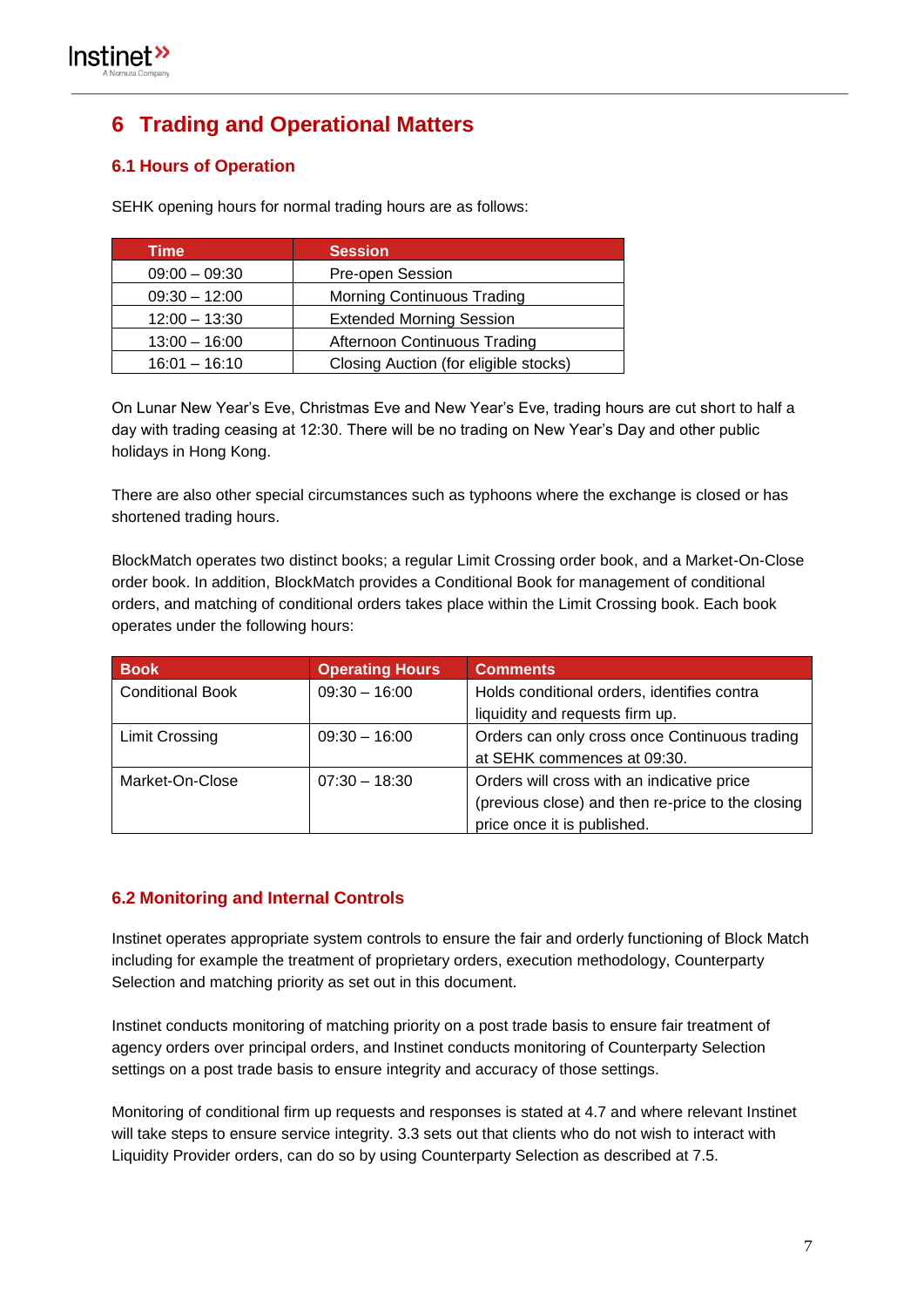# 6 Trading and Operational Matters

## 6.1 Hours of Operation

SEHK opening hours for normal trading hours are as follows:

| Time | Session |
|---|---|
| 09:00 – 09:30 | Pre-open Session |
| 09:30 – 12:00 | Morning Continuous Trading |
| 12:00 – 13:30 | Extended Morning Session |
| 13:00 – 16:00 | Afternoon Continuous Trading |
| 16:01 – 16:10 | Closing Auction (for eligible stocks) |

On Lunar New Year's Eve, Christmas Eve and New Year's Eve, trading hours are cut short to half a day with trading ceasing at 12:30. There will be no trading on New Year's Day and other public holidays in Hong Kong.

There are also other special circumstances such as typhoons where the exchange is closed or has shortened trading hours.

BlockMatch operates two distinct books; a regular Limit Crossing order book, and a Market-On-Close order book. In addition, BlockMatch provides a Conditional Book for management of conditional orders, and matching of conditional orders takes place within the Limit Crossing book. Each book operates under the following hours:

| Book | Operating Hours | Comments |
|---|---|---|
| Conditional Book | 09:30 – 16:00 | Holds conditional orders, identifies contra liquidity and requests firm up. |
| Limit Crossing | 09:30 – 16:00 | Orders can only cross once Continuous trading at SEHK commences at 09:30. |
| Market-On-Close | 07:30 – 18:30 | Orders will cross with an indicative price (previous close) and then re-price to the closing price once it is published. |

## 6.2 Monitoring and Internal Controls

Instinet operates appropriate system controls to ensure the fair and orderly functioning of Block Match including for example the treatment of proprietary orders, execution methodology, Counterparty Selection and matching priority as set out in this document.

Instinet conducts monitoring of matching priority on a post trade basis to ensure fair treatment of agency orders over principal orders, and Instinet conducts monitoring of Counterparty Selection settings on a post trade basis to ensure integrity and accuracy of those settings.

Monitoring of conditional firm up requests and responses is stated at 4.7 and where relevant Instinet will take steps to ensure service integrity. 3.3 sets out that clients who do not wish to interact with Liquidity Provider orders, can do so by using Counterparty Selection as described at 7.5.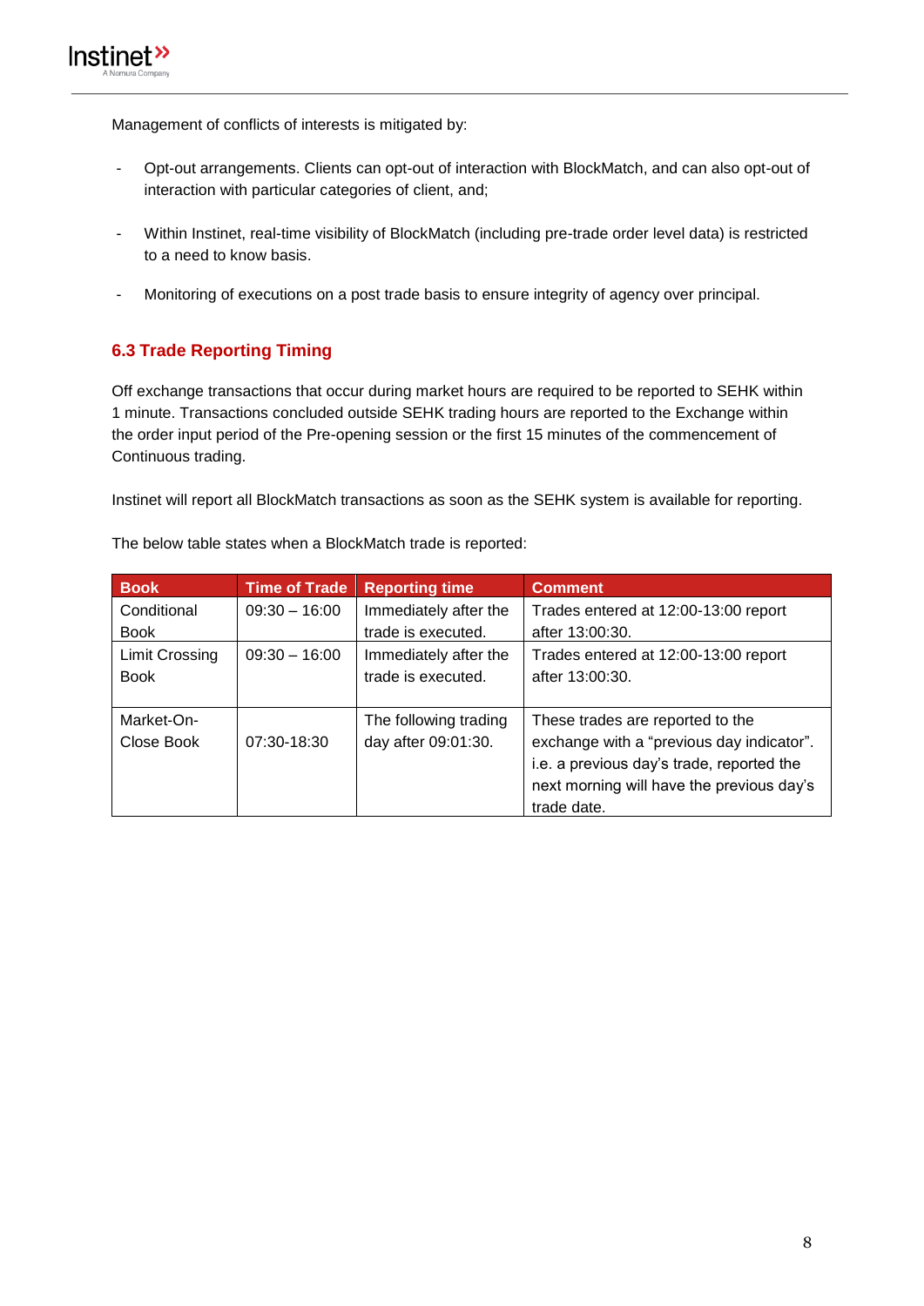Management of conflicts of interests is mitigated by:

- Opt-out arrangements. Clients can opt-out of interaction with BlockMatch, and can also opt-out of interaction with particular categories of client, and;
- Within Instinet, real-time visibility of BlockMatch (including pre-trade order level data) is restricted to a need to know basis.
- Monitoring of executions on a post trade basis to ensure integrity of agency over principal.

### 6.3 Trade Reporting Timing

Off exchange transactions that occur during market hours are required to be reported to SEHK within 1 minute. Transactions concluded outside SEHK trading hours are reported to the Exchange within the order input period of the Pre-opening session or the first 15 minutes of the commencement of Continuous trading.

Instinet will report all BlockMatch transactions as soon as the SEHK system is available for reporting.

The below table states when a BlockMatch trade is reported:

| Book | Time of Trade | Reporting time | Comment |
|---|---|---|---|
| Conditional Book | 09:30 – 16:00 | Immediately after the trade is executed. | Trades entered at 12:00-13:00 report after 13:00:30. |
| Limit Crossing Book | 09:30 – 16:00 | Immediately after the trade is executed. | Trades entered at 12:00-13:00 report after 13:00:30. |
| Market-On-Close Book | 07:30-18:30 | The following trading day after 09:01:30. | These trades are reported to the exchange with a "previous day indicator". i.e. a previous day's trade, reported the next morning will have the previous day's trade date. |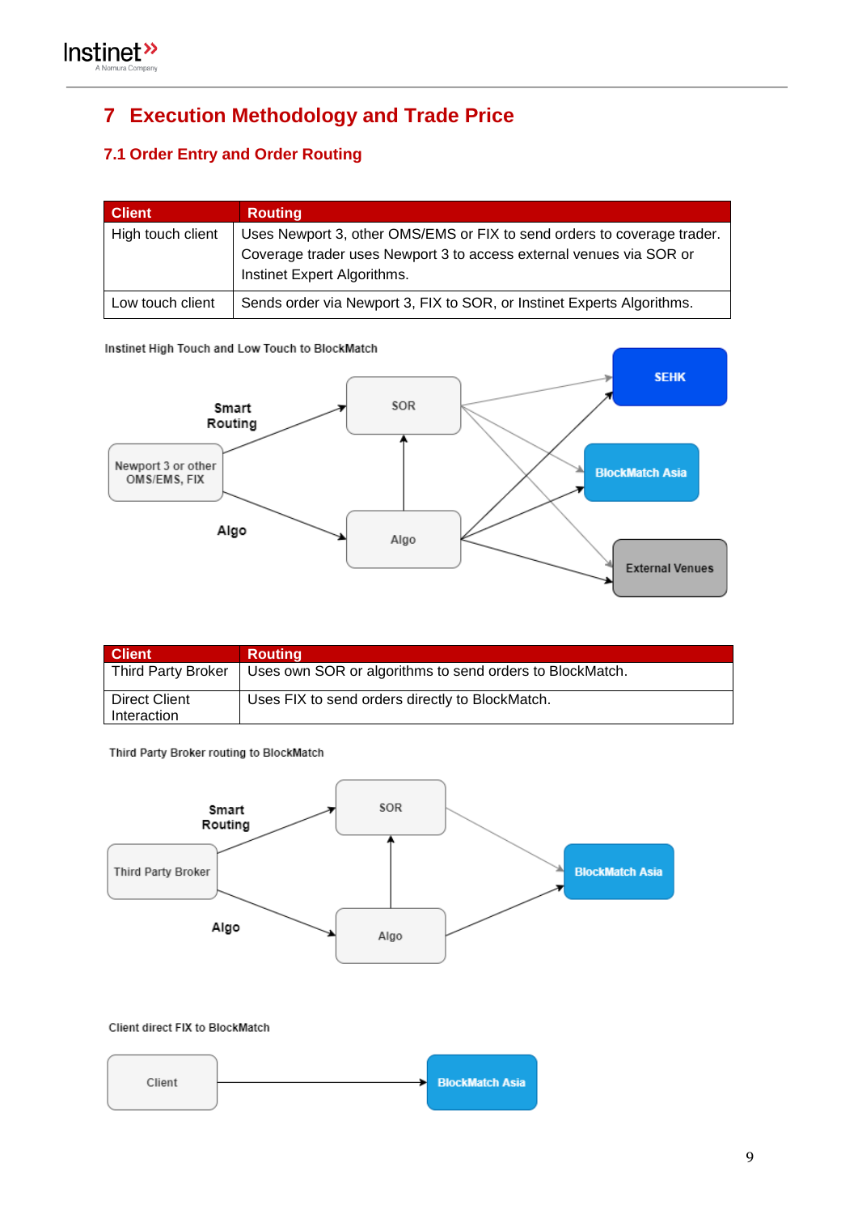# 7 Execution Methodology and Trade Price

## 7.1 Order Entry and Order Routing

| Client | Routing |
|---|---|
| High touch client | Uses Newport 3, other OMS/EMS or FIX to send orders to coverage trader. Coverage trader uses Newport 3 to access external venues via SOR or Instinet Expert Algorithms. |
| Low touch client | Sends order via Newport 3, FIX to SOR, or Instinet Experts Algorithms. |

Instinet High Touch and Low Touch to BlockMatch

| Client | Routing |
|---|---|
| Third Party Broker | Uses own SOR or algorithms to send orders to BlockMatch. |
| Direct Client Interaction | Uses FIX to send orders directly to BlockMatch. |

Third Party Broker routing to BlockMatch

Client direct FIX to BlockMatch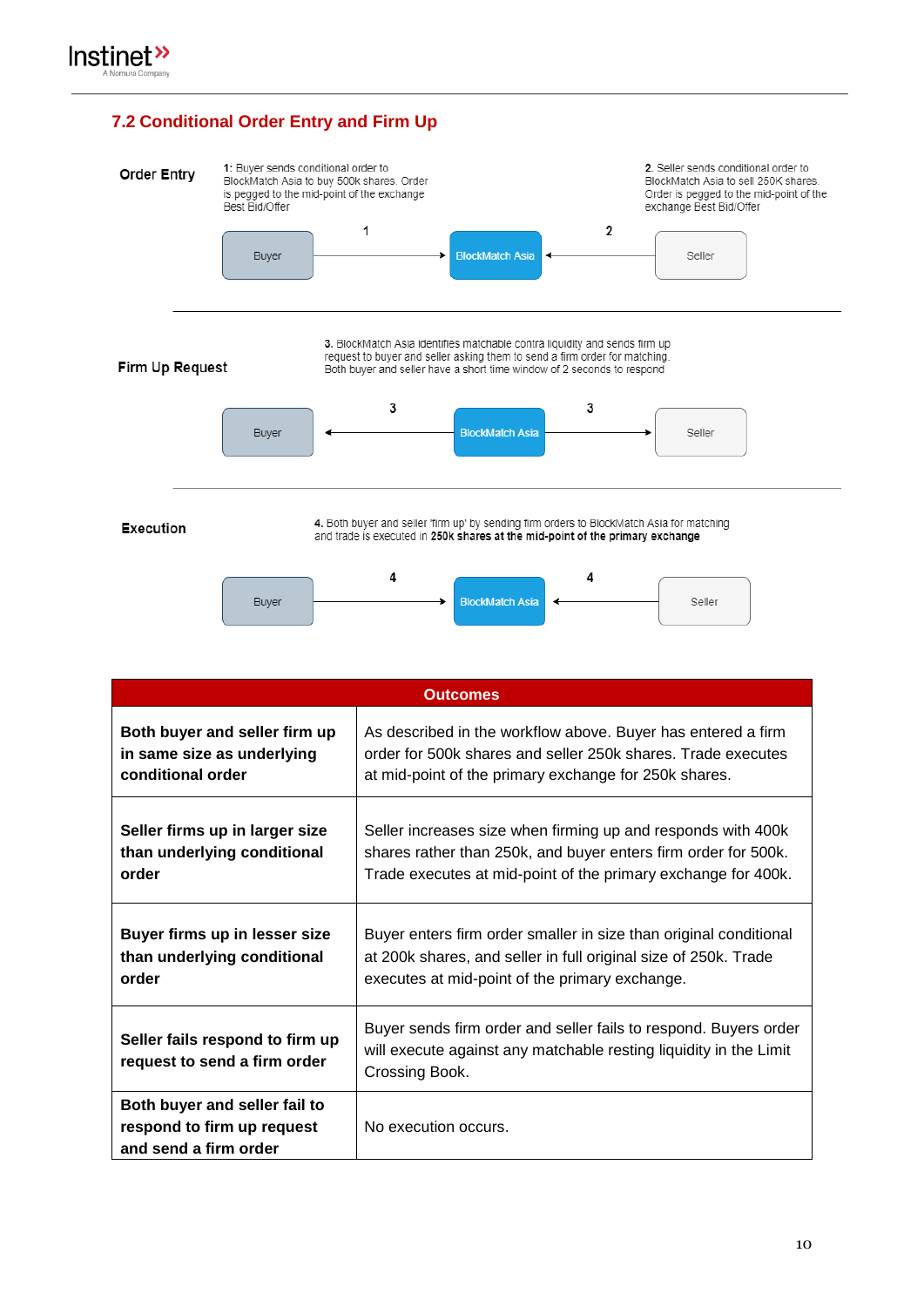## 7.2 Conditional Order Entry and Firm Up

**Order Entry**

1: Buyer sends conditional order to BlockMatch Asia to buy 500k shares. Order is pegged to the mid-point of the exchange Best Bid/Offer

2. Seller sends conditional order to BlockMatch Asia to sell 250K shares. Order is pegged to the mid-point of the exchange Best Bid/Offer

Buyer → 1 → BlockMatch Asia ← 2 ← Seller

**Firm Up Request**

3. BlockMatch Asia identifies matchable contra liquidity and sends firm up request to buyer and seller asking them to send a firm order for matching. Both buyer and seller have a short time window of 2 seconds to respond

Buyer ← 3 ← BlockMatch Asia → 3 → Seller

**Execution**

4. Both buyer and seller 'firm up' by sending firm orders to BlockMatch Asia for matching and trade is executed in **250k shares at the mid-point of the primary exchange**

Buyer → 4 → BlockMatch Asia ← 4 ← Seller

| Outcomes | |
|---|---|
| **Both buyer and seller firm up in same size as underlying conditional order** | As described in the workflow above. Buyer has entered a firm order for 500k shares and seller 250k shares. Trade executes at mid-point of the primary exchange for 250k shares. |
| **Seller firms up in larger size than underlying conditional order** | Seller increases size when firming up and responds with 400k shares rather than 250k, and buyer enters firm order for 500k. Trade executes at mid-point of the primary exchange for 400k. |
| **Buyer firms up in lesser size than underlying conditional order** | Buyer enters firm order smaller in size than original conditional at 200k shares, and seller in full original size of 250k. Trade executes at mid-point of the primary exchange. |
| **Seller fails respond to firm up request to send a firm order** | Buyer sends firm order and seller fails to respond. Buyers order will execute against any matchable resting liquidity in the Limit Crossing Book. |
| **Both buyer and seller fail to respond to firm up request and send a firm order** | No execution occurs. |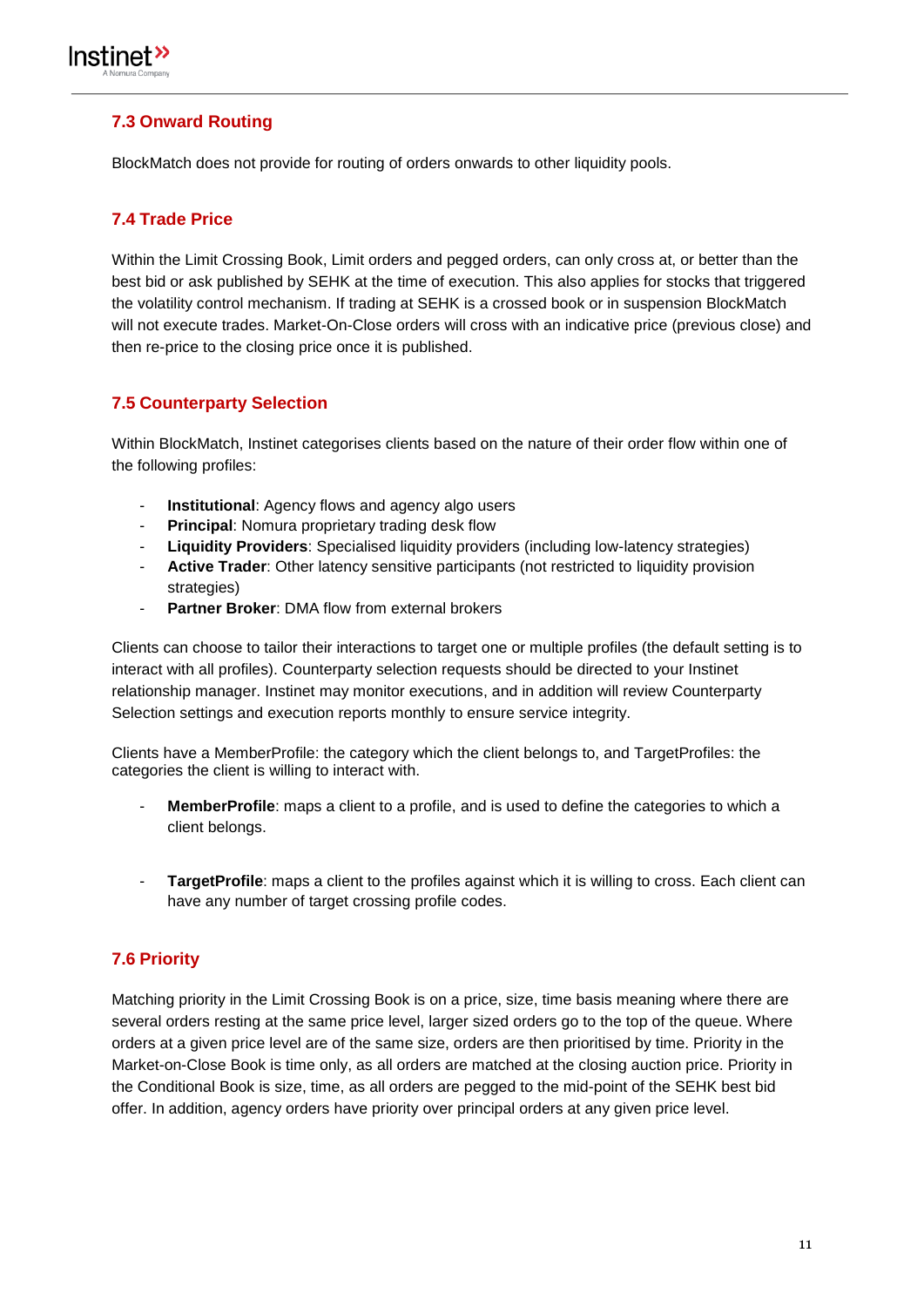## 7.3 Onward Routing

BlockMatch does not provide for routing of orders onwards to other liquidity pools.

## 7.4 Trade Price

Within the Limit Crossing Book, Limit orders and pegged orders, can only cross at, or better than the best bid or ask published by SEHK at the time of execution. This also applies for stocks that triggered the volatility control mechanism. If trading at SEHK is a crossed book or in suspension BlockMatch will not execute trades. Market-On-Close orders will cross with an indicative price (previous close) and then re-price to the closing price once it is published.

## 7.5 Counterparty Selection

Within BlockMatch, Instinet categorises clients based on the nature of their order flow within one of the following profiles:

- **Institutional**: Agency flows and agency algo users
- **Principal**: Nomura proprietary trading desk flow
- **Liquidity Providers**: Specialised liquidity providers (including low-latency strategies)
- **Active Trader**: Other latency sensitive participants (not restricted to liquidity provision strategies)
- **Partner Broker**: DMA flow from external brokers

Clients can choose to tailor their interactions to target one or multiple profiles (the default setting is to interact with all profiles). Counterparty selection requests should be directed to your Instinet relationship manager. Instinet may monitor executions, and in addition will review Counterparty Selection settings and execution reports monthly to ensure service integrity.

Clients have a MemberProfile: the category which the client belongs to, and TargetProfiles: the categories the client is willing to interact with.

- **MemberProfile**: maps a client to a profile, and is used to define the categories to which a client belongs.
- **TargetProfile**: maps a client to the profiles against which it is willing to cross. Each client can have any number of target crossing profile codes.

## 7.6 Priority

Matching priority in the Limit Crossing Book is on a price, size, time basis meaning where there are several orders resting at the same price level, larger sized orders go to the top of the queue. Where orders at a given price level are of the same size, orders are then prioritised by time. Priority in the Market-on-Close Book is time only, as all orders are matched at the closing auction price. Priority in the Conditional Book is size, time, as all orders are pegged to the mid-point of the SEHK best bid offer. In addition, agency orders have priority over principal orders at any given price level.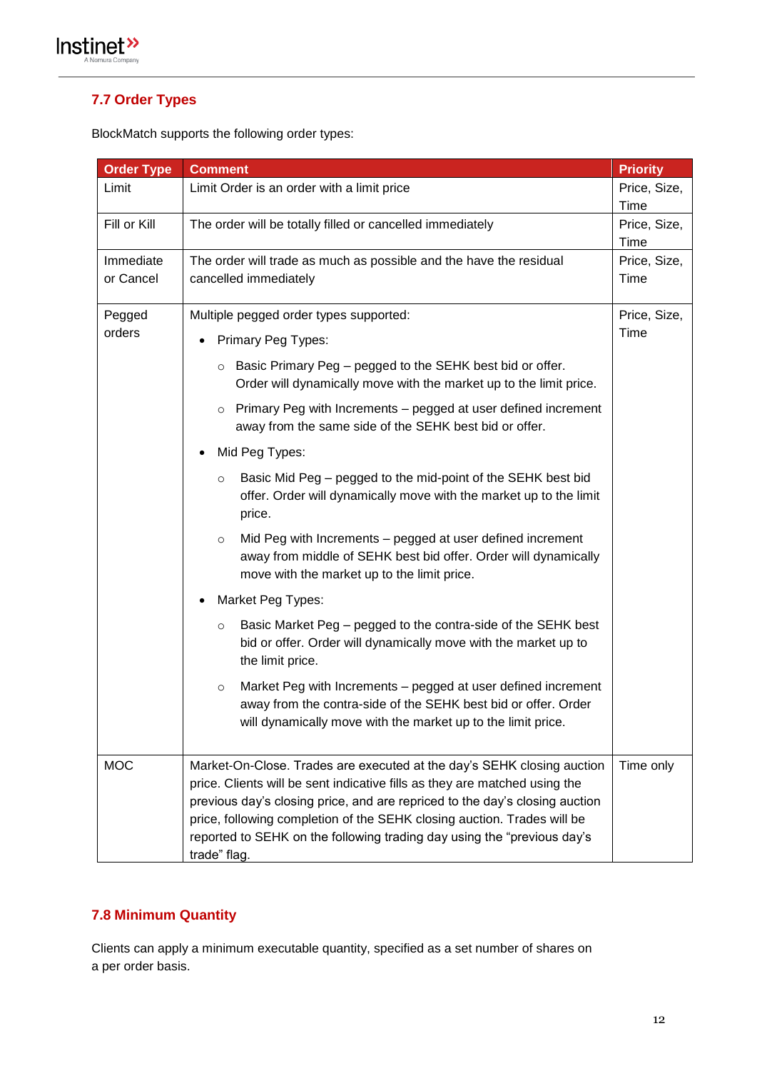## 7.7 Order Types

BlockMatch supports the following order types:

| Order Type | Comment | Priority |
|---|---|---|
| Limit | Limit Order is an order with a limit price | Price, Size, Time |
| Fill or Kill | The order will be totally filled or cancelled immediately | Price, Size, Time |
| Immediate or Cancel | The order will trade as much as possible and the have the residual cancelled immediately | Price, Size, Time |
| Pegged orders | Multiple pegged order types supported:<br>• Primary Peg Types:<br>○ Basic Primary Peg – pegged to the SEHK best bid or offer. Order will dynamically move with the market up to the limit price.<br>○ Primary Peg with Increments – pegged at user defined increment away from the same side of the SEHK best bid or offer.<br>• Mid Peg Types:<br>○ Basic Mid Peg – pegged to the mid-point of the SEHK best bid offer. Order will dynamically move with the market up to the limit price.<br>○ Mid Peg with Increments – pegged at user defined increment away from middle of SEHK best bid offer. Order will dynamically move with the market up to the limit price.<br>• Market Peg Types:<br>○ Basic Market Peg – pegged to the contra-side of the SEHK best bid or offer. Order will dynamically move with the market up to the limit price.<br>○ Market Peg with Increments – pegged at user defined increment away from the contra-side of the SEHK best bid or offer. Order will dynamically move with the market up to the limit price. | Price, Size, Time |
| MOC | Market-On-Close. Trades are executed at the day's SEHK closing auction price. Clients will be sent indicative fills as they are matched using the previous day's closing price, and are repriced to the day's closing auction price, following completion of the SEHK closing auction. Trades will be reported to SEHK on the following trading day using the "previous day's trade" flag. | Time only |

## 7.8 Minimum Quantity

Clients can apply a minimum executable quantity, specified as a set number of shares on a per order basis.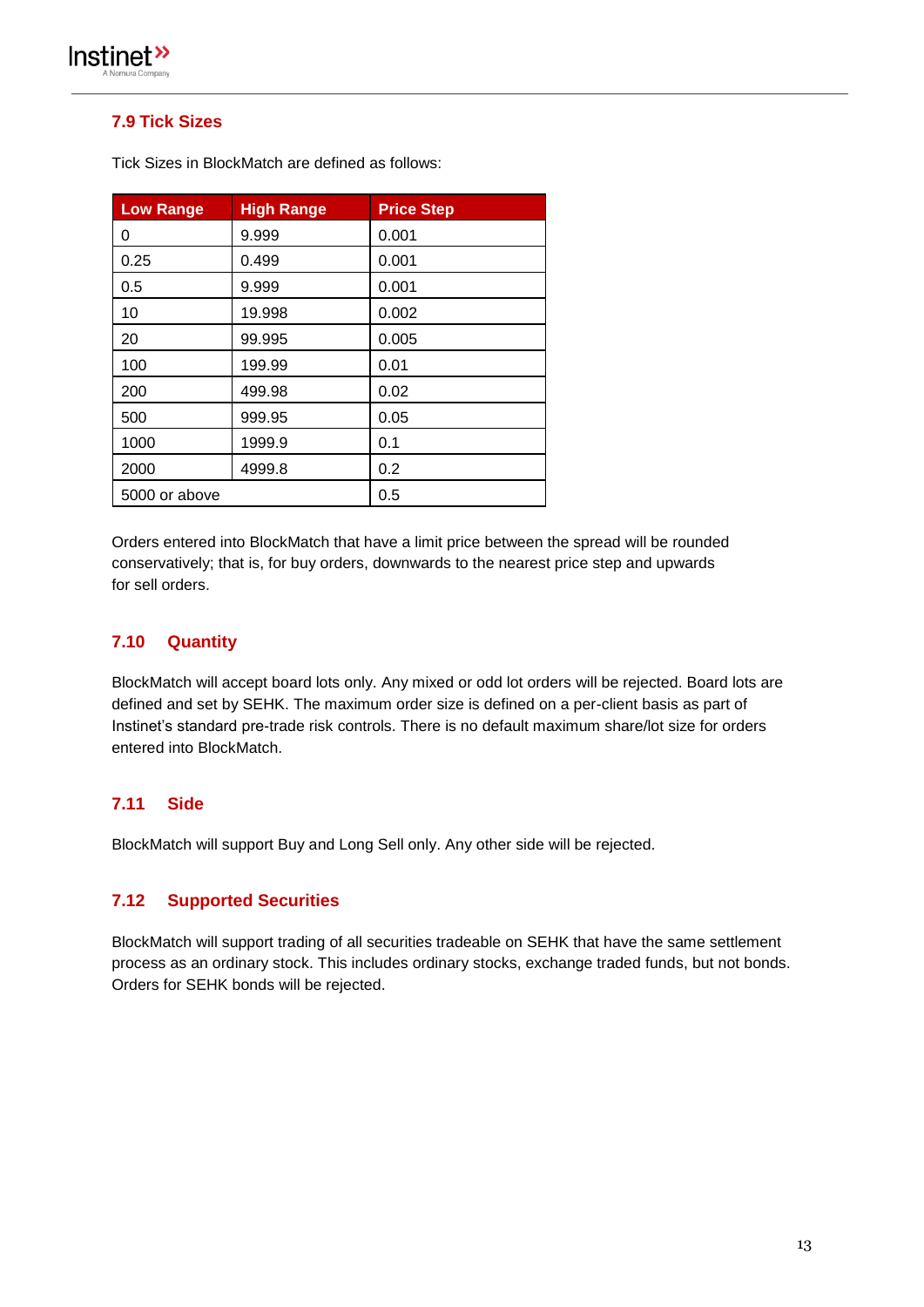## 7.9 Tick Sizes

Tick Sizes in BlockMatch are defined as follows:

| Low Range | High Range | Price Step |
|---|---|---|
| 0 | 9.999 | 0.001 |
| 0.25 | 0.499 | 0.001 |
| 0.5 | 9.999 | 0.001 |
| 10 | 19.998 | 0.002 |
| 20 | 99.995 | 0.005 |
| 100 | 199.99 | 0.01 |
| 200 | 499.98 | 0.02 |
| 500 | 999.95 | 0.05 |
| 1000 | 1999.9 | 0.1 |
| 2000 | 4999.8 | 0.2 |
| 5000 or above | | 0.5 |

Orders entered into BlockMatch that have a limit price between the spread will be rounded conservatively; that is, for buy orders, downwards to the nearest price step and upwards for sell orders.

## 7.10 Quantity

BlockMatch will accept board lots only. Any mixed or odd lot orders will be rejected. Board lots are defined and set by SEHK. The maximum order size is defined on a per-client basis as part of Instinet's standard pre-trade risk controls. There is no default maximum share/lot size for orders entered into BlockMatch.

## 7.11 Side

BlockMatch will support Buy and Long Sell only. Any other side will be rejected.

## 7.12 Supported Securities

BlockMatch will support trading of all securities tradeable on SEHK that have the same settlement process as an ordinary stock. This includes ordinary stocks, exchange traded funds, but not bonds. Orders for SEHK bonds will be rejected.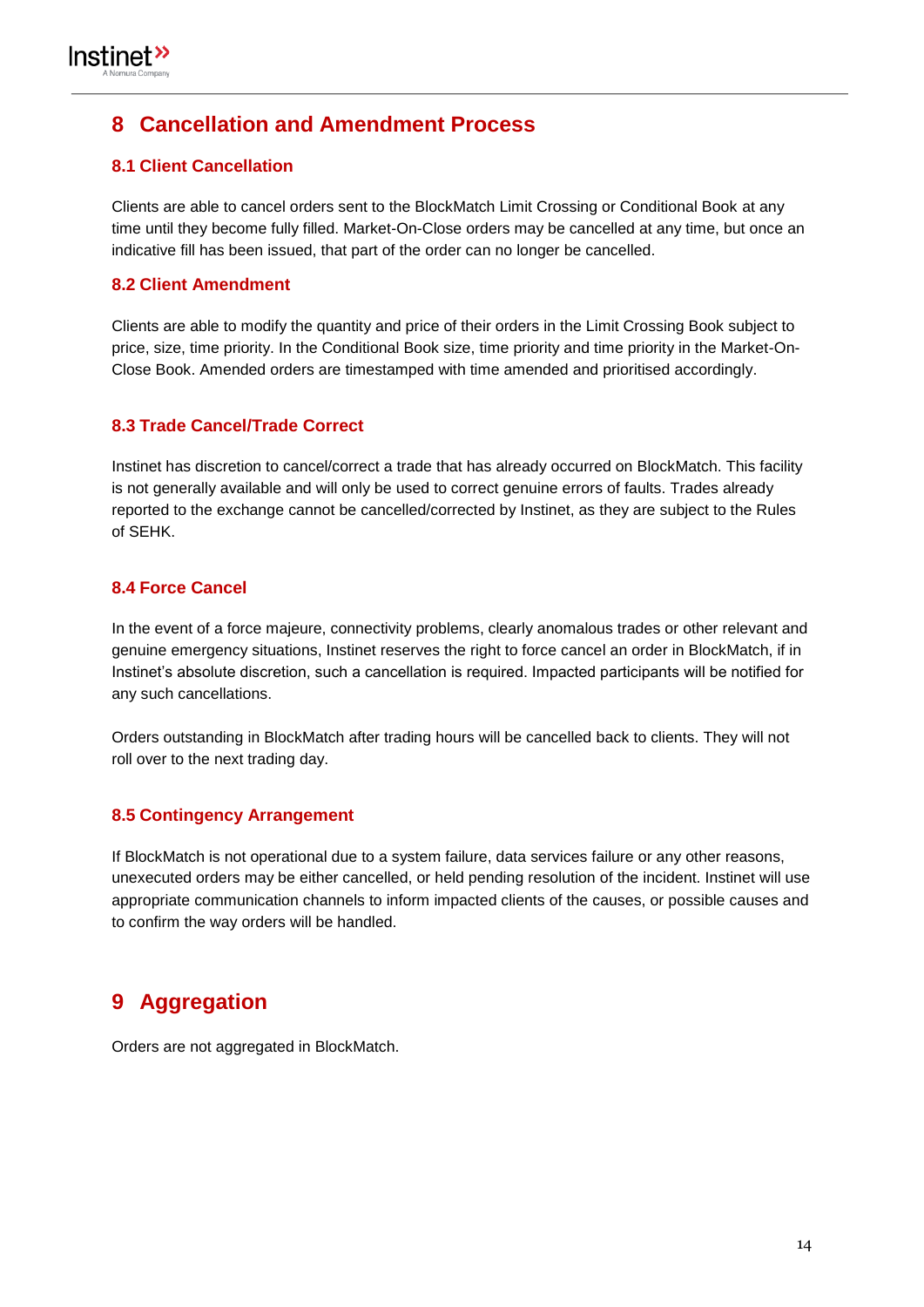# 8 Cancellation and Amendment Process

## 8.1 Client Cancellation

Clients are able to cancel orders sent to the BlockMatch Limit Crossing or Conditional Book at any time until they become fully filled. Market-On-Close orders may be cancelled at any time, but once an indicative fill has been issued, that part of the order can no longer be cancelled.

## 8.2 Client Amendment

Clients are able to modify the quantity and price of their orders in the Limit Crossing Book subject to price, size, time priority. In the Conditional Book size, time priority and time priority in the Market-On-Close Book. Amended orders are timestamped with time amended and prioritised accordingly.

## 8.3 Trade Cancel/Trade Correct

Instinet has discretion to cancel/correct a trade that has already occurred on BlockMatch. This facility is not generally available and will only be used to correct genuine errors of faults. Trades already reported to the exchange cannot be cancelled/corrected by Instinet, as they are subject to the Rules of SEHK.

## 8.4 Force Cancel

In the event of a force majeure, connectivity problems, clearly anomalous trades or other relevant and genuine emergency situations, Instinet reserves the right to force cancel an order in BlockMatch, if in Instinet's absolute discretion, such a cancellation is required. Impacted participants will be notified for any such cancellations.

Orders outstanding in BlockMatch after trading hours will be cancelled back to clients. They will not roll over to the next trading day.

## 8.5 Contingency Arrangement

If BlockMatch is not operational due to a system failure, data services failure or any other reasons, unexecuted orders may be either cancelled, or held pending resolution of the incident. Instinet will use appropriate communication channels to inform impacted clients of the causes, or possible causes and to confirm the way orders will be handled.

# 9 Aggregation

Orders are not aggregated in BlockMatch.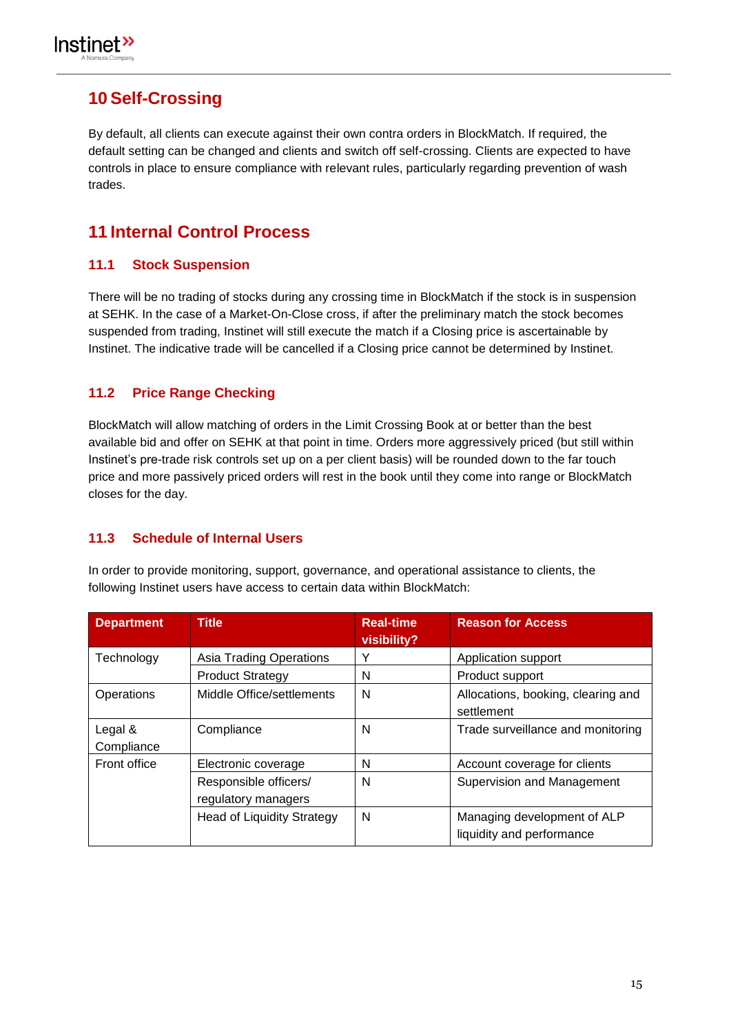# 10 Self-Crossing

By default, all clients can execute against their own contra orders in BlockMatch. If required, the default setting can be changed and clients and switch off self-crossing. Clients are expected to have controls in place to ensure compliance with relevant rules, particularly regarding prevention of wash trades.

# 11 Internal Control Process

## 11.1 Stock Suspension

There will be no trading of stocks during any crossing time in BlockMatch if the stock is in suspension at SEHK. In the case of a Market-On-Close cross, if after the preliminary match the stock becomes suspended from trading, Instinet will still execute the match if a Closing price is ascertainable by Instinet. The indicative trade will be cancelled if a Closing price cannot be determined by Instinet.

## 11.2 Price Range Checking

BlockMatch will allow matching of orders in the Limit Crossing Book at or better than the best available bid and offer on SEHK at that point in time. Orders more aggressively priced (but still within Instinet's pre-trade risk controls set up on a per client basis) will be rounded down to the far touch price and more passively priced orders will rest in the book until they come into range or BlockMatch closes for the day.

## 11.3 Schedule of Internal Users

In order to provide monitoring, support, governance, and operational assistance to clients, the following Instinet users have access to certain data within BlockMatch:

| Department | Title | Real-time visibility? | Reason for Access |
|---|---|---|---|
| Technology | Asia Trading Operations | Y | Application support |
| | Product Strategy | N | Product support |
| Operations | Middle Office/settlements | N | Allocations, booking, clearing and settlement |
| Legal & Compliance | Compliance | N | Trade surveillance and monitoring |
| Front office | Electronic coverage | N | Account coverage for clients |
| | Responsible officers/ regulatory managers | N | Supervision and Management |
| | Head of Liquidity Strategy | N | Managing development of ALP liquidity and performance |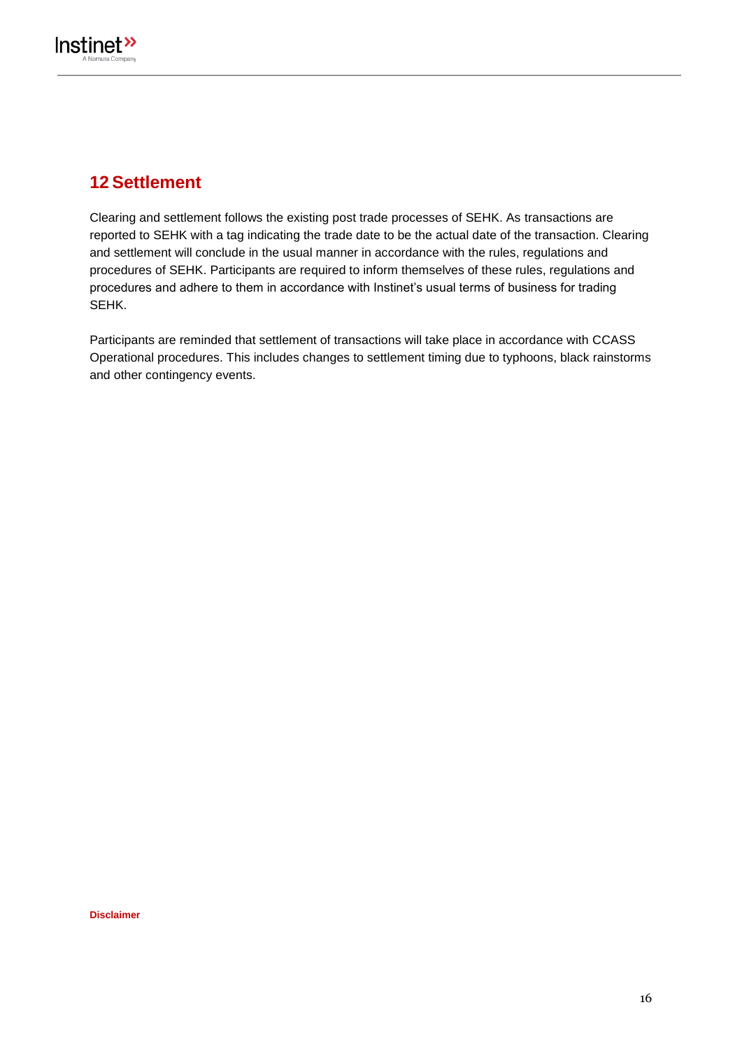# 12 Settlement

Clearing and settlement follows the existing post trade processes of SEHK. As transactions are reported to SEHK with a tag indicating the trade date to be the actual date of the transaction. Clearing and settlement will conclude in the usual manner in accordance with the rules, regulations and procedures of SEHK. Participants are required to inform themselves of these rules, regulations and procedures and adhere to them in accordance with Instinet's usual terms of business for trading SEHK.

Participants are reminded that settlement of transactions will take place in accordance with CCASS Operational procedures. This includes changes to settlement timing due to typhoons, black rainstorms and other contingency events.

**Disclaimer**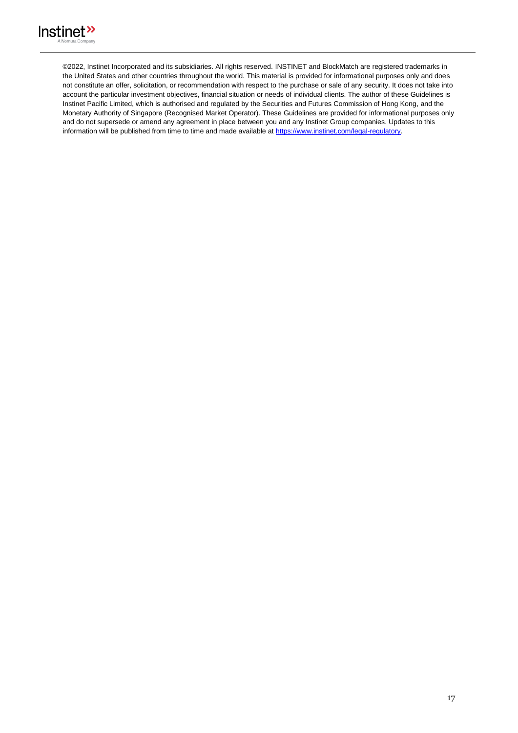©2022, Instinet Incorporated and its subsidiaries. All rights reserved. INSTINET and BlockMatch are registered trademarks in the United States and other countries throughout the world. This material is provided for informational purposes only and does not constitute an offer, solicitation, or recommendation with respect to the purchase or sale of any security. It does not take into account the particular investment objectives, financial situation or needs of individual clients. The author of these Guidelines is Instinet Pacific Limited, which is authorised and regulated by the Securities and Futures Commission of Hong Kong, and the Monetary Authority of Singapore (Recognised Market Operator). These Guidelines are provided for informational purposes only and do not supersede or amend any agreement in place between you and any Instinet Group companies. Updates to this information will be published from time to time and made available at [https://www.instinet.com/legal-regulatory](https://www.instinet.com/legal-regulatory).